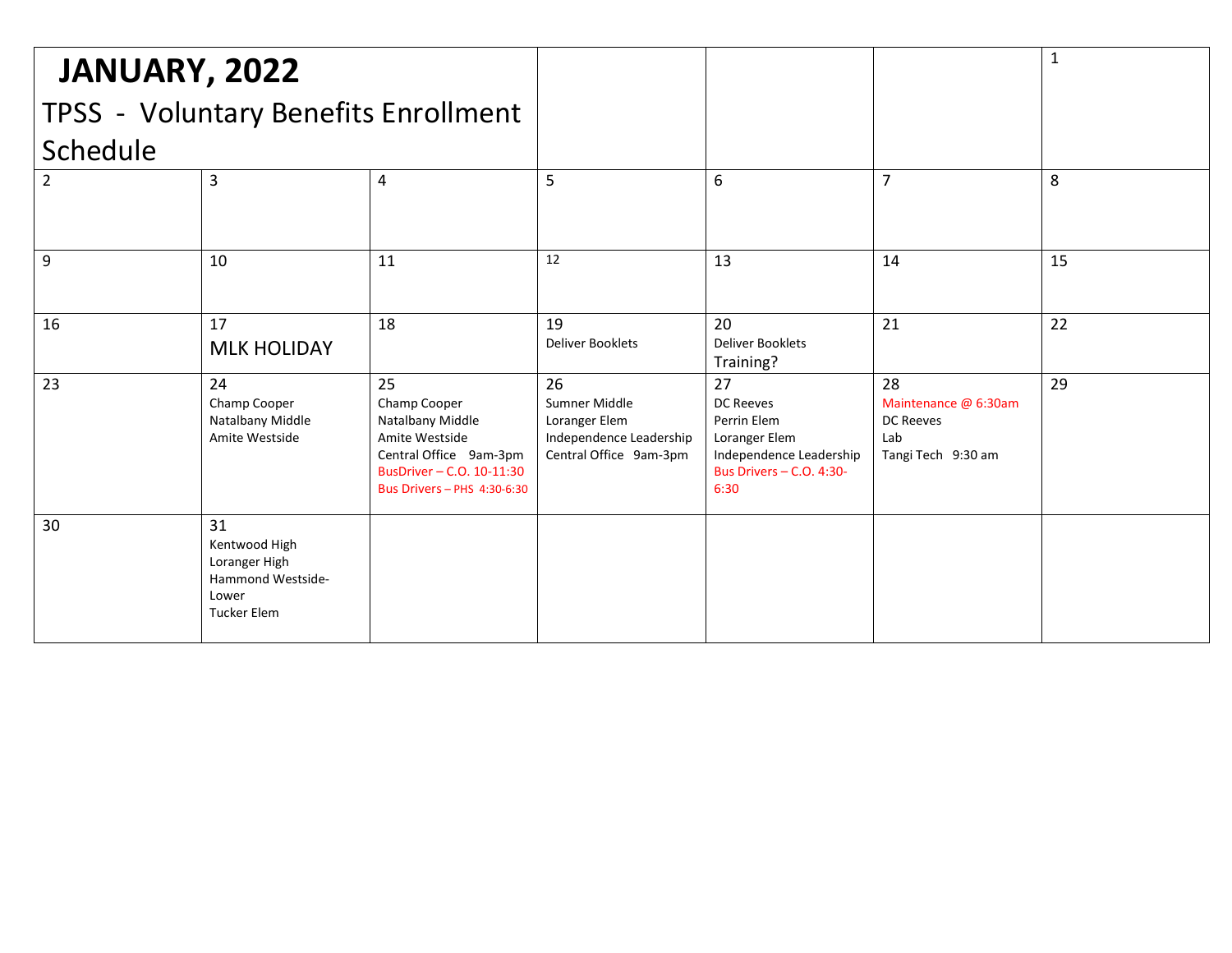# JANUARY, 2022

TPSS - Voluntary Benefits Enrollment Schedule

| | | | | | | |
|---|---|---|---|---|---|---|
| | | | | | | 1 |
| 2 | 3 | 4 | 5 | 6 | 7 | 8 |
| 9 | 10 | 11 | 12 | 13 | 14 | 15 |
| 16 | 17<br>MLK HOLIDAY | 18 | 19<br>Deliver Booklets | 20<br>Deliver Booklets<br>Training? | 21 | 22 |
| 23 | 24<br>Champ Cooper<br>Natalbany Middle<br>Amite Westside | 25<br>Champ Cooper<br>Natalbany Middle<br>Amite Westside<br>Central Office 9am-3pm<br>BusDriver – C.O. 10-11:30<br>Bus Drivers – PHS 4:30-6:30 | 26<br>Sumner Middle<br>Loranger Elem<br>Independence Leadership<br>Central Office 9am-3pm | 27<br>DC Reeves<br>Perrin Elem<br>Loranger Elem<br>Independence Leadership<br>Bus Drivers – C.O. 4:30-6:30 | 28<br>Maintenance @ 6:30am<br>DC Reeves<br>Lab<br>Tangi Tech 9:30 am | 29 |
| 30 | 31<br>Kentwood High<br>Loranger High<br>Hammond Westside-Lower<br>Tucker Elem | | | | | |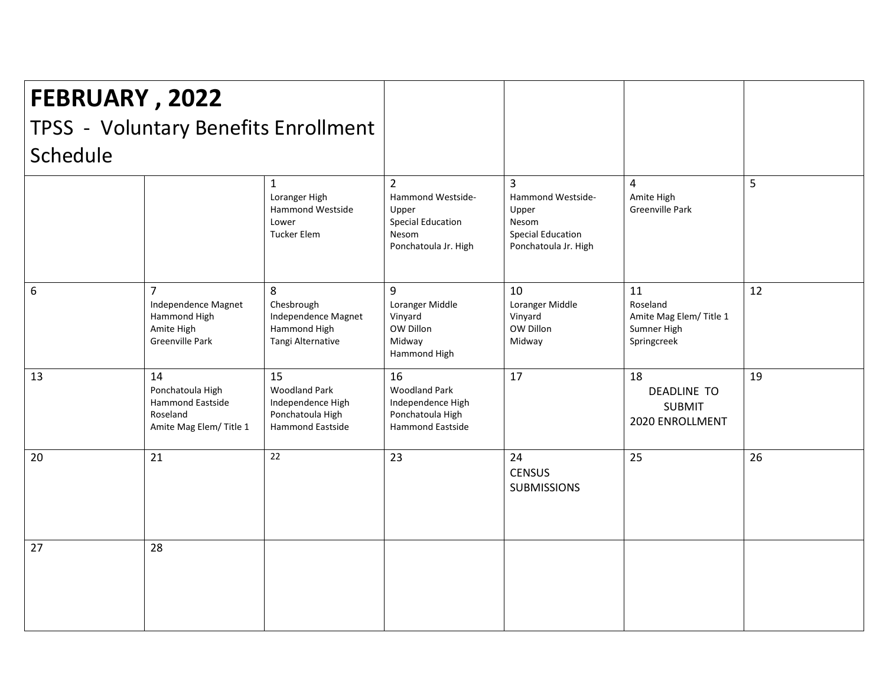# FEBRUARY , 2022

TPSS - Voluntary Benefits Enrollment Schedule

| | | | | | | |
|---|---|---|---|---|---|---|
| | | 1<br>Loranger High<br>Hammond Westside Lower<br>Tucker Elem | 2<br>Hammond Westside-Upper<br>Special Education<br>Nesom<br>Ponchatoula Jr. High | 3<br>Hammond Westside-Upper<br>Nesom<br>Special Education<br>Ponchatoula Jr. High | 4<br>Amite High<br>Greenville Park | 5 |
| 6 | 7<br>Independence Magnet<br>Hammond High<br>Amite High<br>Greenville Park | 8<br>Chesbrough<br>Independence Magnet<br>Hammond High<br>Tangi Alternative | 9<br>Loranger Middle<br>Vinyard<br>OW Dillon<br>Midway<br>Hammond High | 10<br>Loranger Middle<br>Vinyard<br>OW Dillon<br>Midway | 11<br>Roseland<br>Amite Mag Elem/ Title 1<br>Sumner High<br>Springcreek | 12 |
| 13 | 14<br>Ponchatoula High<br>Hammond Eastside<br>Roseland<br>Amite Mag Elem/ Title 1 | 15<br>Woodland Park<br>Independence High<br>Ponchatoula High<br>Hammond Eastside | 16<br>Woodland Park<br>Independence High<br>Ponchatoula High<br>Hammond Eastside | 17 | 18<br>DEADLINE TO SUBMIT 2020 ENROLLMENT | 19 |
| 20 | 21 | 22 | 23 | 24<br>CENSUS SUBMISSIONS | 25 | 26 |
| 27 | 28 | | | | | |